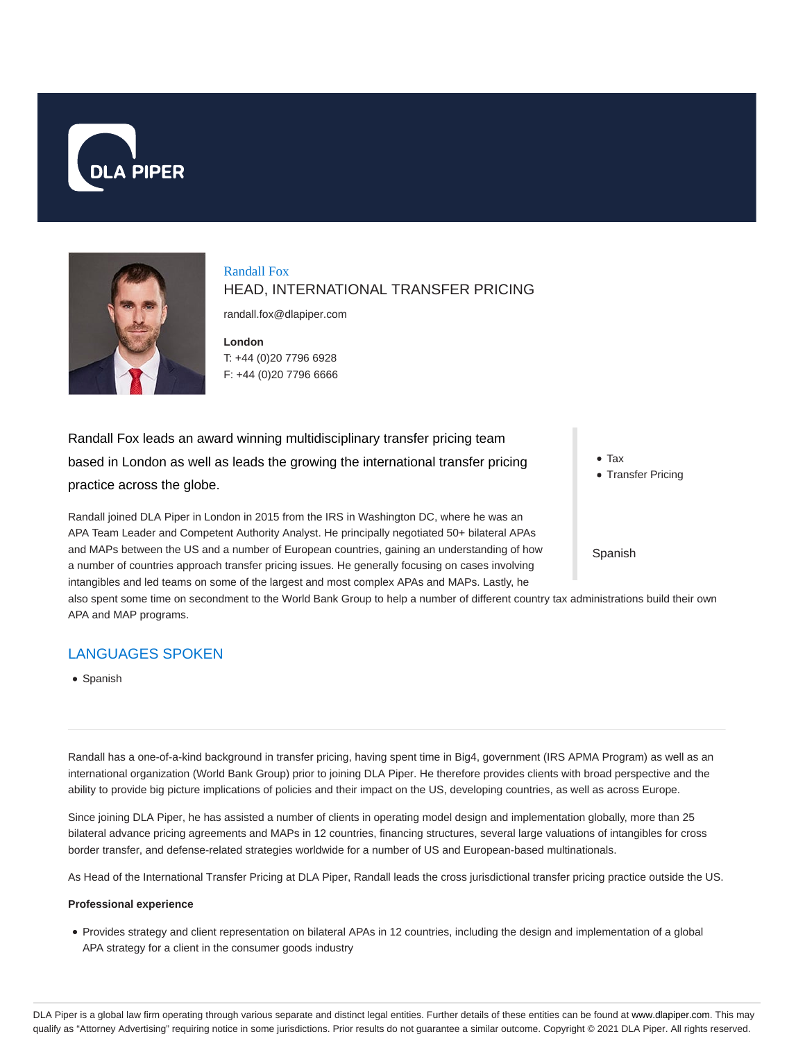# Randall Fox

## HEAD, INTERNATIONAL TRANSFER PRICING

randall.fox@dlapiper.com

**London**
T: +44 (0)20 7796 6928
F: +44 (0)20 7796 6666

Randall Fox leads an award winning multidisciplinary transfer pricing team based in London as well as leads the growing the international transfer pricing practice across the globe.

- Tax
- Transfer Pricing

Spanish

Randall joined DLA Piper in London in 2015 from the IRS in Washington DC, where he was an APA Team Leader and Competent Authority Analyst. He principally negotiated 50+ bilateral APAs and MAPs between the US and a number of European countries, gaining an understanding of how a number of countries approach transfer pricing issues. He generally focusing on cases involving intangibles and led teams on some of the largest and most complex APAs and MAPs. Lastly, he also spent some time on secondment to the World Bank Group to help a number of different country tax administrations build their own APA and MAP programs.

## LANGUAGES SPOKEN

- Spanish

---

Randall has a one-of-a-kind background in transfer pricing, having spent time in Big4, government (IRS APMA Program) as well as an international organization (World Bank Group) prior to joining DLA Piper. He therefore provides clients with broad perspective and the ability to provide big picture implications of policies and their impact on the US, developing countries, as well as across Europe.

Since joining DLA Piper, he has assisted a number of clients in operating model design and implementation globally, more than 25 bilateral advance pricing agreements and MAPs in 12 countries, financing structures, several large valuations of intangibles for cross border transfer, and defense-related strategies worldwide for a number of US and European-based multinationals.

As Head of the International Transfer Pricing at DLA Piper, Randall leads the cross jurisdictional transfer pricing practice outside the US.

**Professional experience**

- Provides strategy and client representation on bilateral APAs in 12 countries, including the design and implementation of a global APA strategy for a client in the consumer goods industry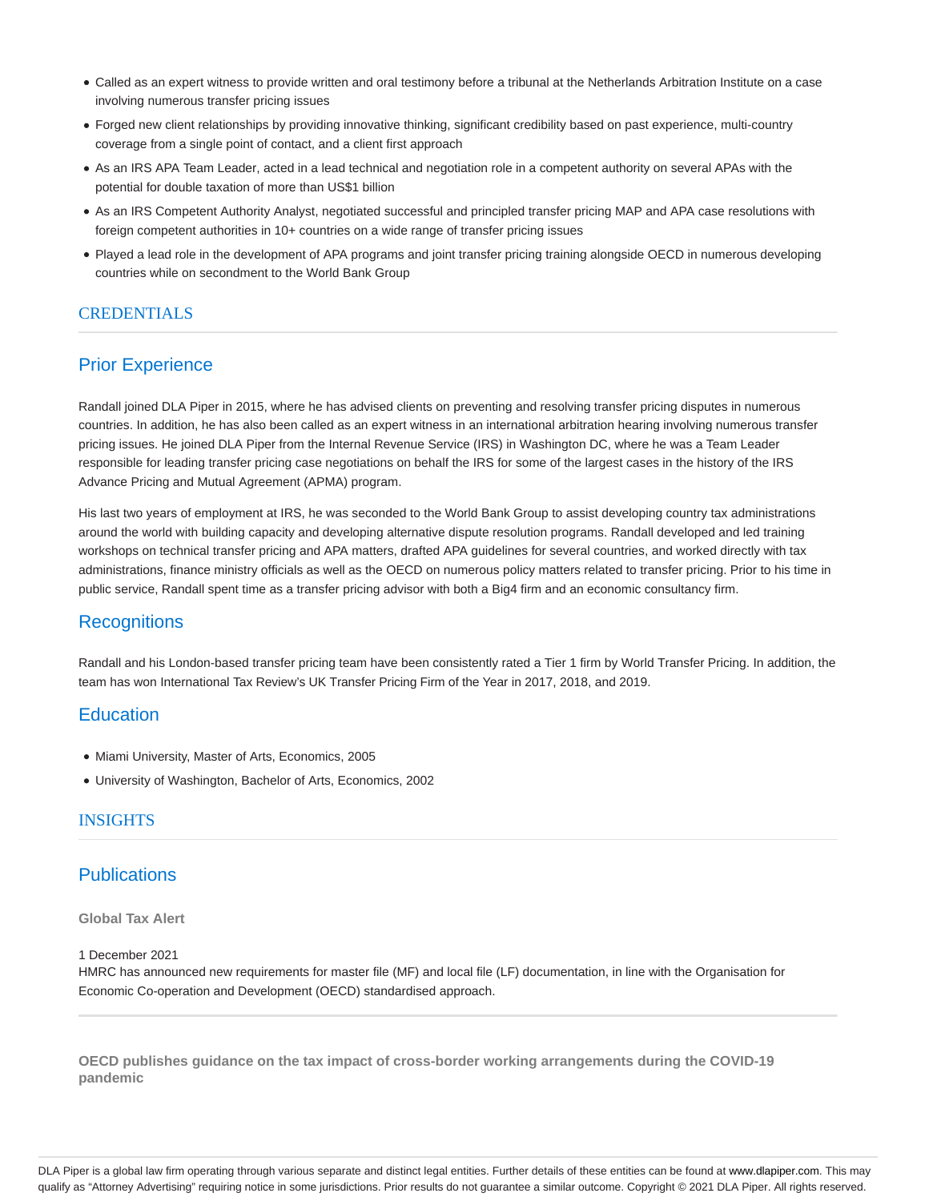- Called as an expert witness to provide written and oral testimony before a tribunal at the Netherlands Arbitration Institute on a case involving numerous transfer pricing issues
- Forged new client relationships by providing innovative thinking, significant credibility based on past experience, multi-country coverage from a single point of contact, and a client first approach
- As an IRS APA Team Leader, acted in a lead technical and negotiation role in a competent authority on several APAs with the potential for double taxation of more than US$1 billion
- As an IRS Competent Authority Analyst, negotiated successful and principled transfer pricing MAP and APA case resolutions with foreign competent authorities in 10+ countries on a wide range of transfer pricing issues
- Played a lead role in the development of APA programs and joint transfer pricing training alongside OECD in numerous developing countries while on secondment to the World Bank Group

## CREDENTIALS

### Prior Experience

Randall joined DLA Piper in 2015, where he has advised clients on preventing and resolving transfer pricing disputes in numerous countries. In addition, he has also been called as an expert witness in an international arbitration hearing involving numerous transfer pricing issues. He joined DLA Piper from the Internal Revenue Service (IRS) in Washington DC, where he was a Team Leader responsible for leading transfer pricing case negotiations on behalf the IRS for some of the largest cases in the history of the IRS Advance Pricing and Mutual Agreement (APMA) program.

His last two years of employment at IRS, he was seconded to the World Bank Group to assist developing country tax administrations around the world with building capacity and developing alternative dispute resolution programs. Randall developed and led training workshops on technical transfer pricing and APA matters, drafted APA guidelines for several countries, and worked directly with tax administrations, finance ministry officials as well as the OECD on numerous policy matters related to transfer pricing. Prior to his time in public service, Randall spent time as a transfer pricing advisor with both a Big4 firm and an economic consultancy firm.

### Recognitions

Randall and his London-based transfer pricing team have been consistently rated a Tier 1 firm by World Transfer Pricing. In addition, the team has won International Tax Review's UK Transfer Pricing Firm of the Year in 2017, 2018, and 2019.

### Education

- Miami University, Master of Arts, Economics, 2005
- University of Washington, Bachelor of Arts, Economics, 2002

## INSIGHTS

### Publications

**Global Tax Alert**

1 December 2021
HMRC has announced new requirements for master file (MF) and local file (LF) documentation, in line with the Organisation for Economic Co-operation and Development (OECD) standardised approach.

---

**OECD publishes guidance on the tax impact of cross-border working arrangements during the COVID-19 pandemic**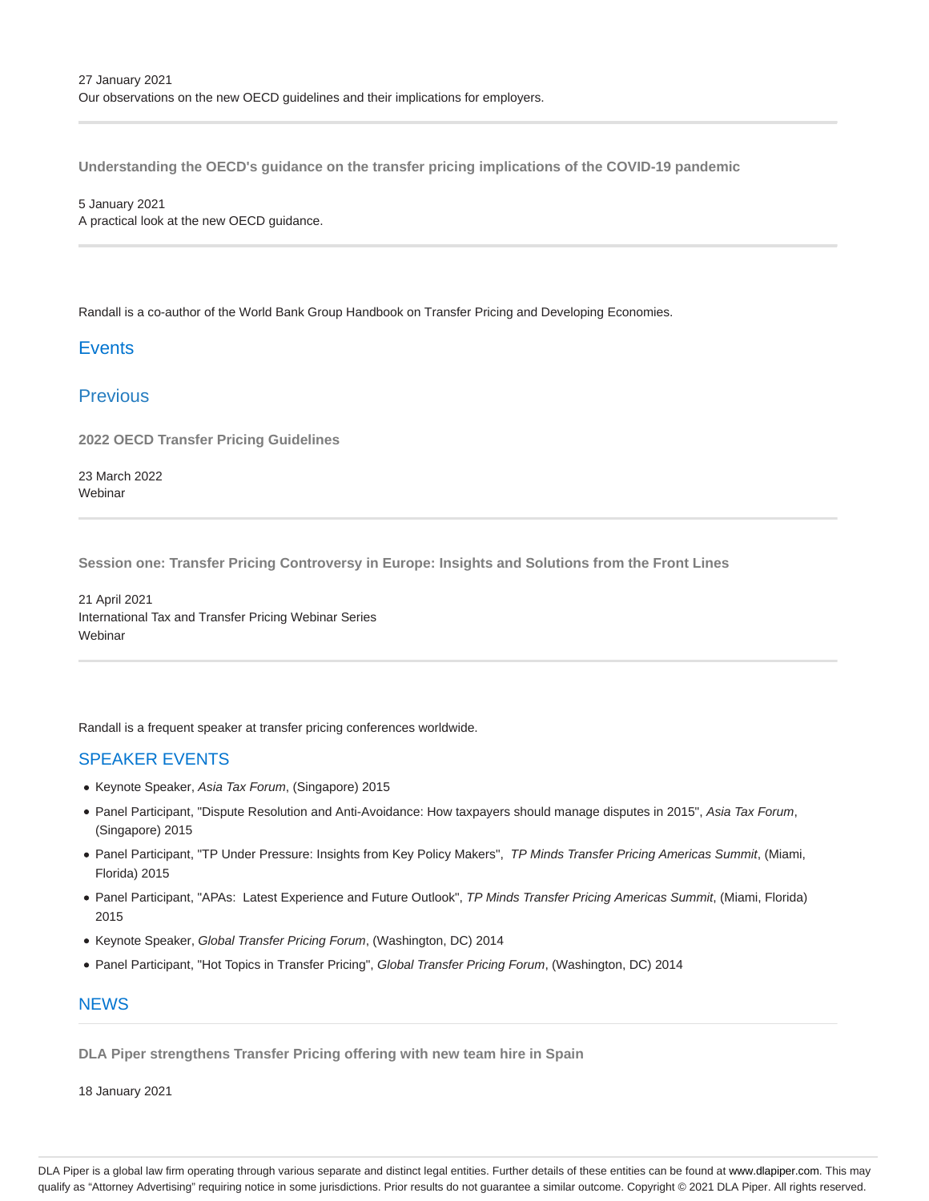27 January 2021
Our observations on the new OECD guidelines and their implications for employers.

---

**Understanding the OECD's guidance on the transfer pricing implications of the COVID-19 pandemic**

5 January 2021
A practical look at the new OECD guidance.

---

Randall is a co-author of the World Bank Group Handbook on Transfer Pricing and Developing Economies.

## Events

## Previous

**2022 OECD Transfer Pricing Guidelines**

23 March 2022
Webinar

---

**Session one: Transfer Pricing Controversy in Europe: Insights and Solutions from the Front Lines**

21 April 2021
International Tax and Transfer Pricing Webinar Series
Webinar

---

Randall is a frequent speaker at transfer pricing conferences worldwide.

## SPEAKER EVENTS

- Keynote Speaker, *Asia Tax Forum*, (Singapore) 2015
- Panel Participant, "Dispute Resolution and Anti-Avoidance: How taxpayers should manage disputes in 2015", *Asia Tax Forum*, (Singapore) 2015
- Panel Participant, "TP Under Pressure: Insights from Key Policy Makers", *TP Minds Transfer Pricing Americas Summit*, (Miami, Florida) 2015
- Panel Participant, "APAs: Latest Experience and Future Outlook", *TP Minds Transfer Pricing Americas Summit*, (Miami, Florida) 2015
- Keynote Speaker, *Global Transfer Pricing Forum*, (Washington, DC) 2014
- Panel Participant, "Hot Topics in Transfer Pricing", *Global Transfer Pricing Forum*, (Washington, DC) 2014

## NEWS

---

**DLA Piper strengthens Transfer Pricing offering with new team hire in Spain**

18 January 2021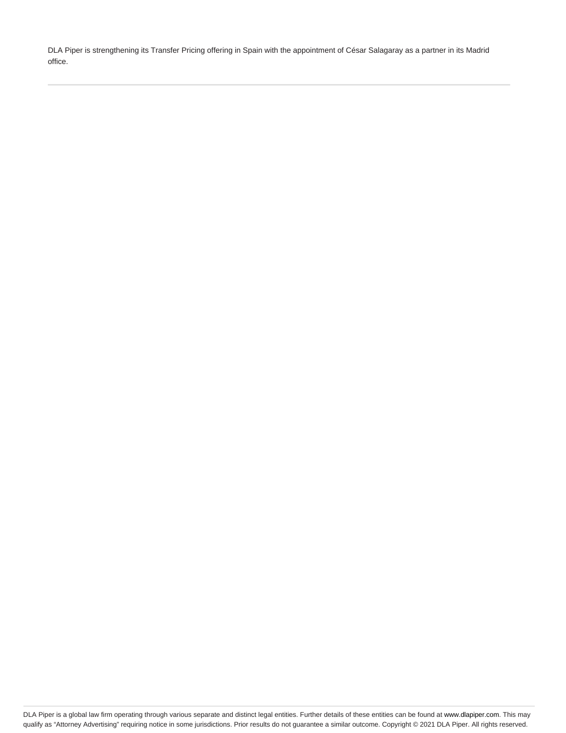DLA Piper is strengthening its Transfer Pricing offering in Spain with the appointment of César Salagaray as a partner in its Madrid office.

---